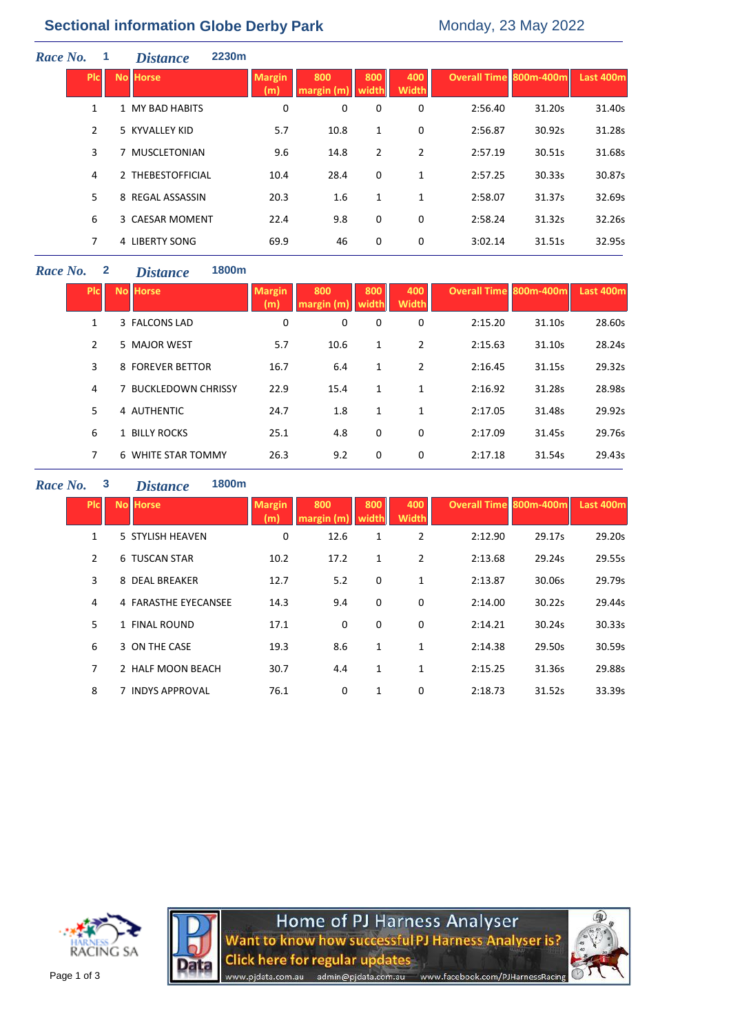# Sectional information Globe Derby Park

Monday, 23 May 2022

## *Race No.* 1 *Distance* 2230m

| Plc | No | Horse | Margin (m) | 800 margin (m) | 800 width | 400 Width | Overall Time | 800m-400m | Last 400m |
|---|---|---|---|---|---|---|---|---|---|
| 1 | 1 | MY BAD HABITS | 0 | 0 | 0 | 0 | 2:56.40 | 31.20s | 31.40s |
| 2 | 5 | KYVALLEY KID | 5.7 | 10.8 | 1 | 0 | 2:56.87 | 30.92s | 31.28s |
| 3 | 7 | MUSCLETONIAN | 9.6 | 14.8 | 2 | 2 | 2:57.19 | 30.51s | 31.68s |
| 4 | 2 | THEBESTOFFICIAL | 10.4 | 28.4 | 0 | 1 | 2:57.25 | 30.33s | 30.87s |
| 5 | 8 | REGAL ASSASSIN | 20.3 | 1.6 | 1 | 1 | 2:58.07 | 31.37s | 32.69s |
| 6 | 3 | CAESAR MOMENT | 22.4 | 9.8 | 0 | 0 | 2:58.24 | 31.32s | 32.26s |
| 7 | 4 | LIBERTY SONG | 69.9 | 46 | 0 | 0 | 3:02.14 | 31.51s | 32.95s |

## *Race No.* 2 *Distance* 1800m

| Plc | No | Horse | Margin (m) | 800 margin (m) | 800 width | 400 Width | Overall Time | 800m-400m | Last 400m |
|---|---|---|---|---|---|---|---|---|---|
| 1 | 3 | FALCONS LAD | 0 | 0 | 0 | 0 | 2:15.20 | 31.10s | 28.60s |
| 2 | 5 | MAJOR WEST | 5.7 | 10.6 | 1 | 2 | 2:15.63 | 31.10s | 28.24s |
| 3 | 8 | FOREVER BETTOR | 16.7 | 6.4 | 1 | 2 | 2:16.45 | 31.15s | 29.32s |
| 4 | 7 | BUCKLEDOWN CHRISSY | 22.9 | 15.4 | 1 | 1 | 2:16.92 | 31.28s | 28.98s |
| 5 | 4 | AUTHENTIC | 24.7 | 1.8 | 1 | 1 | 2:17.05 | 31.48s | 29.92s |
| 6 | 1 | BILLY ROCKS | 25.1 | 4.8 | 0 | 0 | 2:17.09 | 31.45s | 29.76s |
| 7 | 6 | WHITE STAR TOMMY | 26.3 | 9.2 | 0 | 0 | 2:17.18 | 31.54s | 29.43s |

## *Race No.* 3 *Distance* 1800m

| Plc | No | Horse | Margin (m) | 800 margin (m) | 800 width | 400 Width | Overall Time | 800m-400m | Last 400m |
|---|---|---|---|---|---|---|---|---|---|
| 1 | 5 | STYLISH HEAVEN | 0 | 12.6 | 1 | 2 | 2:12.90 | 29.17s | 29.20s |
| 2 | 6 | TUSCAN STAR | 10.2 | 17.2 | 1 | 2 | 2:13.68 | 29.24s | 29.55s |
| 3 | 8 | DEAL BREAKER | 12.7 | 5.2 | 0 | 1 | 2:13.87 | 30.06s | 29.79s |
| 4 | 4 | FARASTHE EYECANSEE | 14.3 | 9.4 | 0 | 0 | 2:14.00 | 30.22s | 29.44s |
| 5 | 1 | FINAL ROUND | 17.1 | 0 | 0 | 0 | 2:14.21 | 30.24s | 30.33s |
| 6 | 3 | ON THE CASE | 19.3 | 8.6 | 1 | 1 | 2:14.38 | 29.50s | 30.59s |
| 7 | 2 | HALF MOON BEACH | 30.7 | 4.4 | 1 | 1 | 2:15.25 | 31.36s | 29.88s |
| 8 | 7 | INDYS APPROVAL | 76.1 | 0 | 1 | 0 | 2:18.73 | 31.52s | 33.39s |

Home of PJ Harness Analyser
Want to know how successful PJ Harness Analyser is?
Click here for regular updates
www.pjdata.com.au admin@pjdata.com.au www.facebook.com/PJHarnessRacing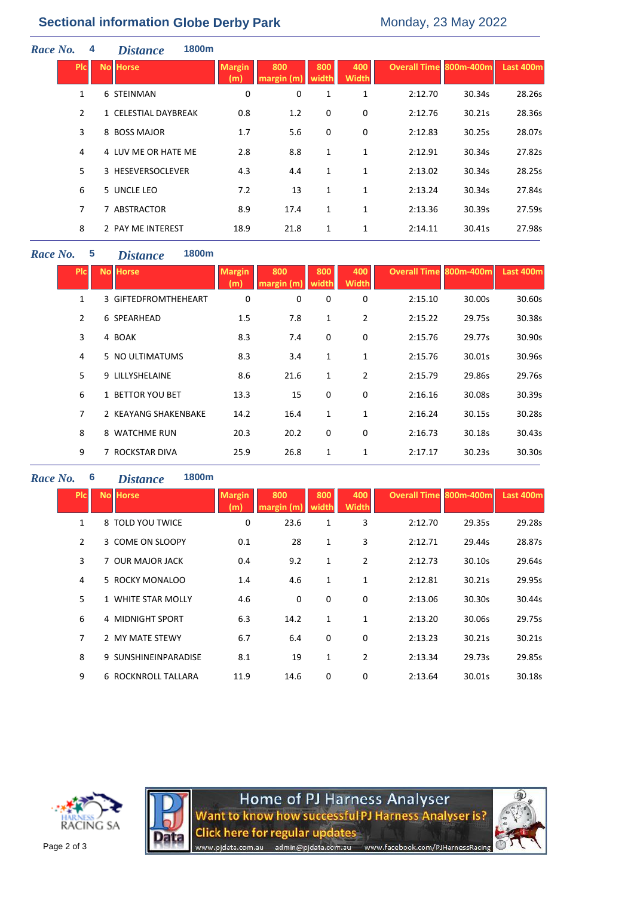## Sectional information Globe Derby Park

Monday, 23 May 2022

### Race No. 4 Distance 1800m

| Plc | No | Horse | Margin (m) | 800 margin (m) | 800 width | 400 Width | Overall Time | 800m-400m | Last 400m |
|---|---|---|---|---|---|---|---|---|---|
| 1 | 6 | STEINMAN | 0 | 0 | 1 | 1 | 2:12.70 | 30.34s | 28.26s |
| 2 | 1 | CELESTIAL DAYBREAK | 0.8 | 1.2 | 0 | 0 | 2:12.76 | 30.21s | 28.36s |
| 3 | 8 | BOSS MAJOR | 1.7 | 5.6 | 0 | 0 | 2:12.83 | 30.25s | 28.07s |
| 4 | 4 | LUV ME OR HATE ME | 2.8 | 8.8 | 1 | 1 | 2:12.91 | 30.34s | 27.82s |
| 5 | 3 | HESEVERSOCLEVER | 4.3 | 4.4 | 1 | 1 | 2:13.02 | 30.34s | 28.25s |
| 6 | 5 | UNCLE LEO | 7.2 | 13 | 1 | 1 | 2:13.24 | 30.34s | 27.84s |
| 7 | 7 | ABSTRACTOR | 8.9 | 17.4 | 1 | 1 | 2:13.36 | 30.39s | 27.59s |
| 8 | 2 | PAY ME INTEREST | 18.9 | 21.8 | 1 | 1 | 2:14.11 | 30.41s | 27.98s |

### Race No. 5 Distance 1800m

| Plc | No | Horse | Margin (m) | 800 margin (m) | 800 width | 400 Width | Overall Time | 800m-400m | Last 400m |
|---|---|---|---|---|---|---|---|---|---|
| 1 | 3 | GIFTEDFROMTHEHEART | 0 | 0 | 0 | 0 | 2:15.10 | 30.00s | 30.60s |
| 2 | 6 | SPEARHEAD | 1.5 | 7.8 | 1 | 2 | 2:15.22 | 29.75s | 30.38s |
| 3 | 4 | BOAK | 8.3 | 7.4 | 0 | 0 | 2:15.76 | 29.77s | 30.90s |
| 4 | 5 | NO ULTIMATUMS | 8.3 | 3.4 | 1 | 1 | 2:15.76 | 30.01s | 30.96s |
| 5 | 9 | LILLYSHELAINE | 8.6 | 21.6 | 1 | 2 | 2:15.79 | 29.86s | 29.76s |
| 6 | 1 | BETTOR YOU BET | 13.3 | 15 | 0 | 0 | 2:16.16 | 30.08s | 30.39s |
| 7 | 2 | KEAYANG SHAKENBAKE | 14.2 | 16.4 | 1 | 1 | 2:16.24 | 30.15s | 30.28s |
| 8 | 8 | WATCHME RUN | 20.3 | 20.2 | 0 | 0 | 2:16.73 | 30.18s | 30.43s |
| 9 | 7 | ROCKSTAR DIVA | 25.9 | 26.8 | 1 | 1 | 2:17.17 | 30.23s | 30.30s |

### Race No. 6 Distance 1800m

| Plc | No | Horse | Margin (m) | 800 margin (m) | 800 width | 400 Width | Overall Time | 800m-400m | Last 400m |
|---|---|---|---|---|---|---|---|---|---|
| 1 | 8 | TOLD YOU TWICE | 0 | 23.6 | 1 | 3 | 2:12.70 | 29.35s | 29.28s |
| 2 | 3 | COME ON SLOOPY | 0.1 | 28 | 1 | 3 | 2:12.71 | 29.44s | 28.87s |
| 3 | 7 | OUR MAJOR JACK | 0.4 | 9.2 | 1 | 2 | 2:12.73 | 30.10s | 29.64s |
| 4 | 5 | ROCKY MONALOO | 1.4 | 4.6 | 1 | 1 | 2:12.81 | 30.21s | 29.95s |
| 5 | 1 | WHITE STAR MOLLY | 4.6 | 0 | 0 | 0 | 2:13.06 | 30.30s | 30.44s |
| 6 | 4 | MIDNIGHT SPORT | 6.3 | 14.2 | 1 | 1 | 2:13.20 | 30.06s | 29.75s |
| 7 | 2 | MY MATE STEWY | 6.7 | 6.4 | 0 | 0 | 2:13.23 | 30.21s | 30.21s |
| 8 | 9 | SUNSHINEINPARADISE | 8.1 | 19 | 1 | 2 | 2:13.34 | 29.73s | 29.85s |
| 9 | 6 | ROCKNROLL TALLARA | 11.9 | 14.6 | 0 | 0 | 2:13.64 | 30.01s | 30.18s |

HARNESS RACING SA

Home of PJ Harness Analyser
Want to know how successful PJ Harness Analyser is?
Click here for regular updates
www.pjdata.com.au admin@pjdata.com.au www.facebook.com/PJHarnessRacing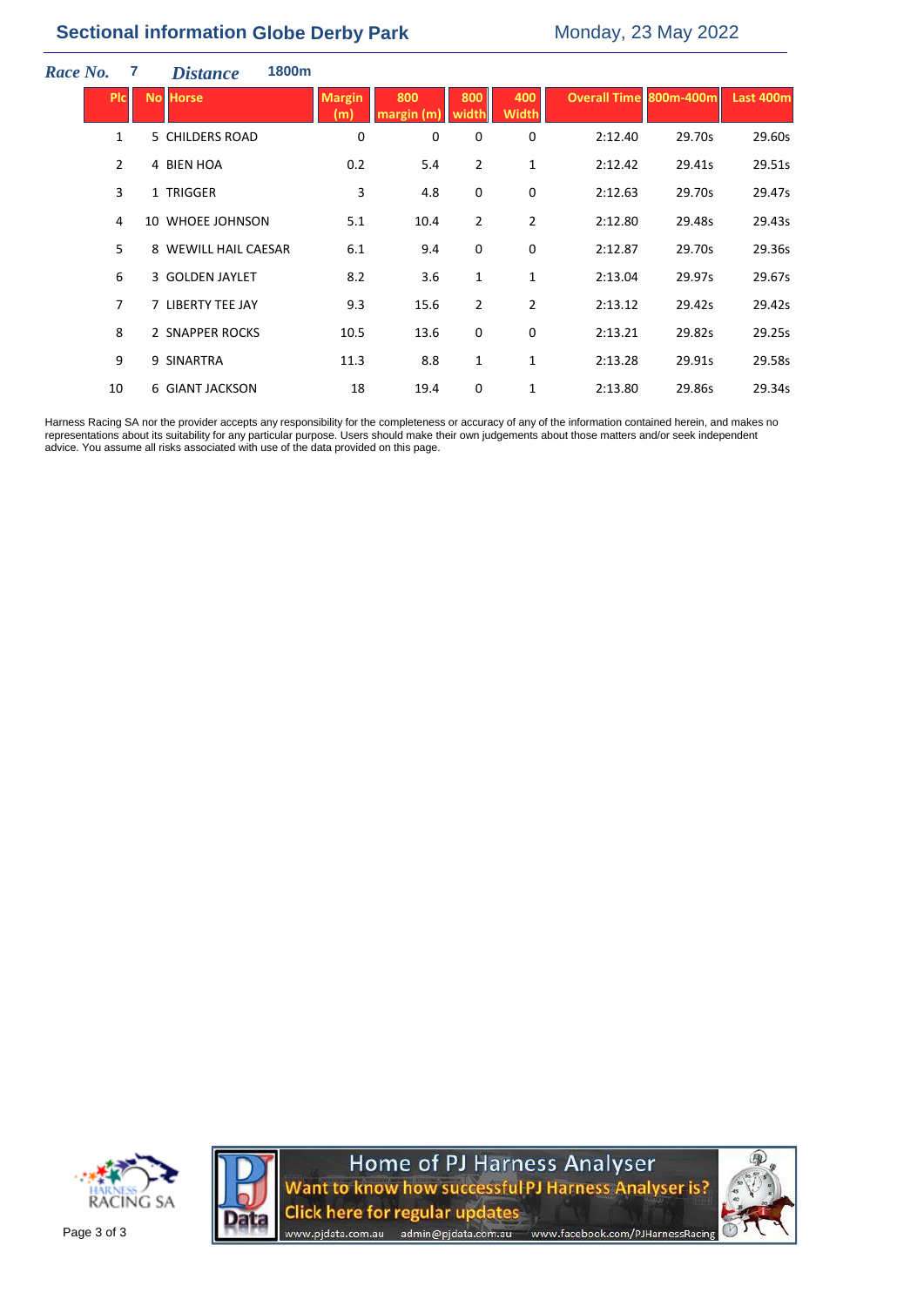## Sectional information Globe Derby Park

Monday, 23 May 2022

***Race No.*** **7** ***Distance*** **1800m**

| Plc | No | Horse | Margin (m) | 800 margin (m) | 800 width | 400 Width | Overall Time | 800m-400m | Last 400m |
|---|---|---|---|---|---|---|---|---|---|
| 1 | 5 | CHILDERS ROAD | 0 | 0 | 0 | 0 | 2:12.40 | 29.70s | 29.60s |
| 2 | 4 | BIEN HOA | 0.2 | 5.4 | 2 | 1 | 2:12.42 | 29.41s | 29.51s |
| 3 | 1 | TRIGGER | 3 | 4.8 | 0 | 0 | 2:12.63 | 29.70s | 29.47s |
| 4 | 10 | WHOEE JOHNSON | 5.1 | 10.4 | 2 | 2 | 2:12.80 | 29.48s | 29.43s |
| 5 | 8 | WEWILL HAIL CAESAR | 6.1 | 9.4 | 0 | 0 | 2:12.87 | 29.70s | 29.36s |
| 6 | 3 | GOLDEN JAYLET | 8.2 | 3.6 | 1 | 1 | 2:13.04 | 29.97s | 29.67s |
| 7 | 7 | LIBERTY TEE JAY | 9.3 | 15.6 | 2 | 2 | 2:13.12 | 29.42s | 29.42s |
| 8 | 2 | SNAPPER ROCKS | 10.5 | 13.6 | 0 | 0 | 2:13.21 | 29.82s | 29.25s |
| 9 | 9 | SINARTRA | 11.3 | 8.8 | 1 | 1 | 2:13.28 | 29.91s | 29.58s |
| 10 | 6 | GIANT JACKSON | 18 | 19.4 | 0 | 1 | 2:13.80 | 29.86s | 29.34s |

Harness Racing SA nor the provider accepts any responsibility for the completeness or accuracy of any of the information contained herein, and makes no representations about its suitability for any particular purpose. Users should make their own judgements about those matters and/or seek independent advice. You assume all risks associated with use of the data provided on this page.

HARNESS RACING SA

Home of PJ Harness Analyser
Want to know how successful PJ Harness Analyser is?
Click here for regular updates
www.pjdata.com.au admin@pjdata.com.au www.facebook.com/PJHarnessRacing